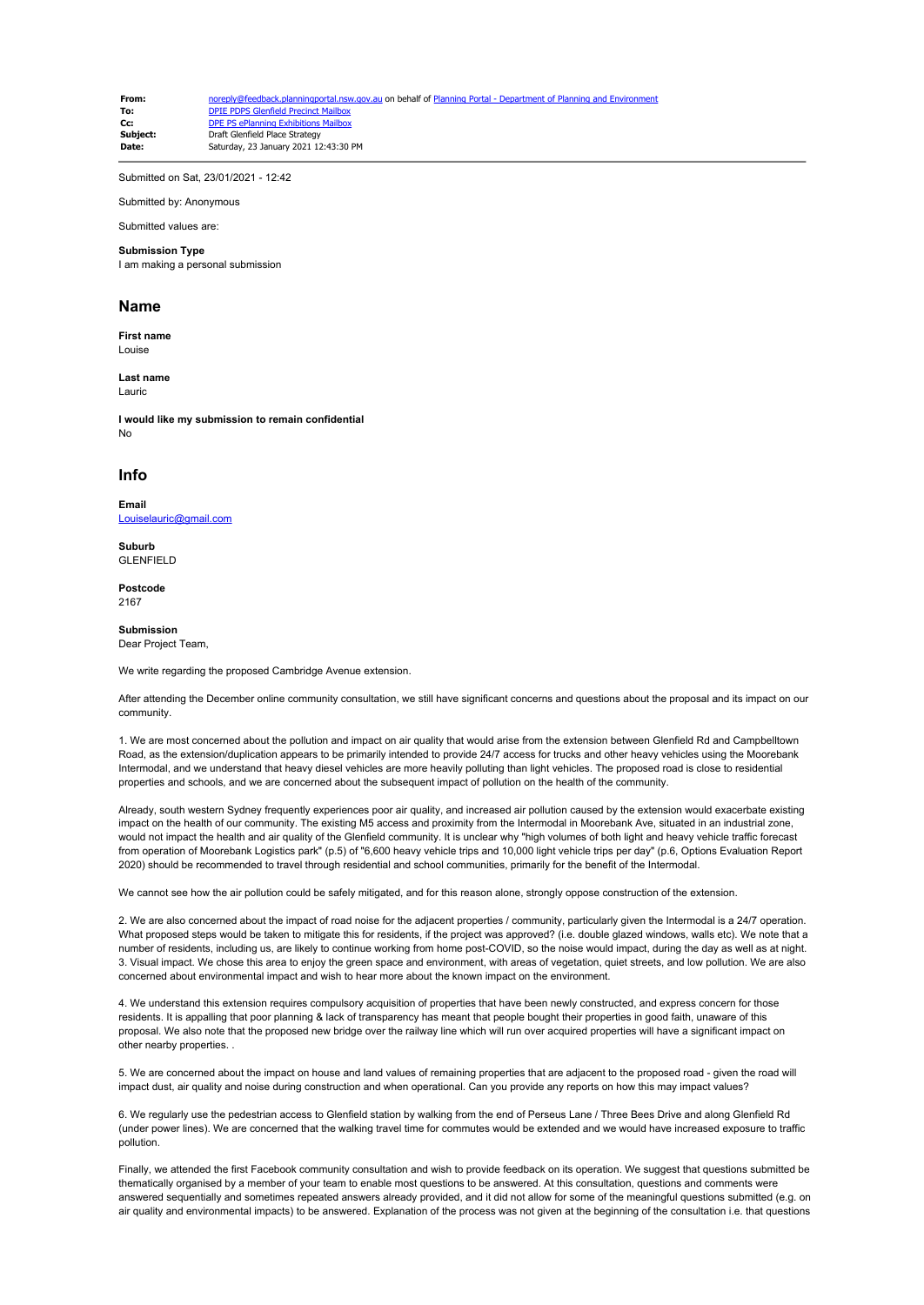| | |
|---|---|
| **From:** | noreply@feedback.planningportal.nsw.gov.au on behalf of Planning Portal - Department of Planning and Environment |
| **To:** | DPIE PDPS Glenfield Precinct Mailbox |
| **Cc:** | DPE PS ePlanning Exhibitions Mailbox |
| **Subject:** | Draft Glenfield Place Strategy |
| **Date:** | Saturday, 23 January 2021 12:43:30 PM |

Submitted on Sat, 23/01/2021 - 12:42

Submitted by: Anonymous

Submitted values are:

**Submission Type**
I am making a personal submission

## Name

**First name**
Louise

**Last name**
Lauric

**I would like my submission to remain confidential**
No

## Info

**Email**
Louiselauric@gmail.com

**Suburb**
GLENFIELD

**Postcode**
2167

**Submission**
Dear Project Team,

We write regarding the proposed Cambridge Avenue extension.

After attending the December online community consultation, we still have significant concerns and questions about the proposal and its impact on our community.

1. We are most concerned about the pollution and impact on air quality that would arise from the extension between Glenfield Rd and Campbelltown Road, as the extension/duplication appears to be primarily intended to provide 24/7 access for trucks and other heavy vehicles using the Moorebank Intermodal, and we understand that heavy diesel vehicles are more heavily polluting than light vehicles. The proposed road is close to residential properties and schools, and we are concerned about the subsequent impact of pollution on the health of the community.

Already, south western Sydney frequently experiences poor air quality, and increased air pollution caused by the extension would exacerbate existing impact on the health of our community. The existing M5 access and proximity from the Intermodal in Moorebank Ave, situated in an industrial zone, would not impact the health and air quality of the Glenfield community. It is unclear why "high volumes of both light and heavy vehicle traffic forecast from operation of Moorebank Logistics park" (p.5) of "6,600 heavy vehicle trips and 10,000 light vehicle trips per day" (p.6, Options Evaluation Report 2020) should be recommended to travel through residential and school communities, primarily for the benefit of the Intermodal.

We cannot see how the air pollution could be safely mitigated, and for this reason alone, strongly oppose construction of the extension.

2. We are also concerned about the impact of road noise for the adjacent properties / community, particularly given the Intermodal is a 24/7 operation. What proposed steps would be taken to mitigate this for residents, if the project was approved? (i.e. double glazed windows, walls etc). We note that a number of residents, including us, are likely to continue working from home post-COVID, so the noise would impact, during the day as well as at night.
3. Visual impact. We chose this area to enjoy the green space and environment, with areas of vegetation, quiet streets, and low pollution. We are also concerned about environmental impact and wish to hear more about the known impact on the environment.

4. We understand this extension requires compulsory acquisition of properties that have been newly constructed, and express concern for those residents. It is appalling that poor planning & lack of transparency has meant that people bought their properties in good faith, unaware of this proposal. We also note that the proposed new bridge over the railway line which will run over acquired properties will have a significant impact on other nearby properties. .

5. We are concerned about the impact on house and land values of remaining properties that are adjacent to the proposed road - given the road will impact dust, air quality and noise during construction and when operational. Can you provide any reports on how this may impact values?

6. We regularly use the pedestrian access to Glenfield station by walking from the end of Perseus Lane / Three Bees Drive and along Glenfield Rd (under power lines). We are concerned that the walking travel time for commutes would be extended and we would have increased exposure to traffic pollution.

Finally, we attended the first Facebook community consultation and wish to provide feedback on its operation. We suggest that questions submitted be thematically organised by a member of your team to enable most questions to be answered. At this consultation, questions and comments were answered sequentially and sometimes repeated answers already provided, and it did not allow for some of the meaningful questions submitted (e.g. on air quality and environmental impacts) to be answered. Explanation of the process was not given at the beginning of the consultation i.e. that questions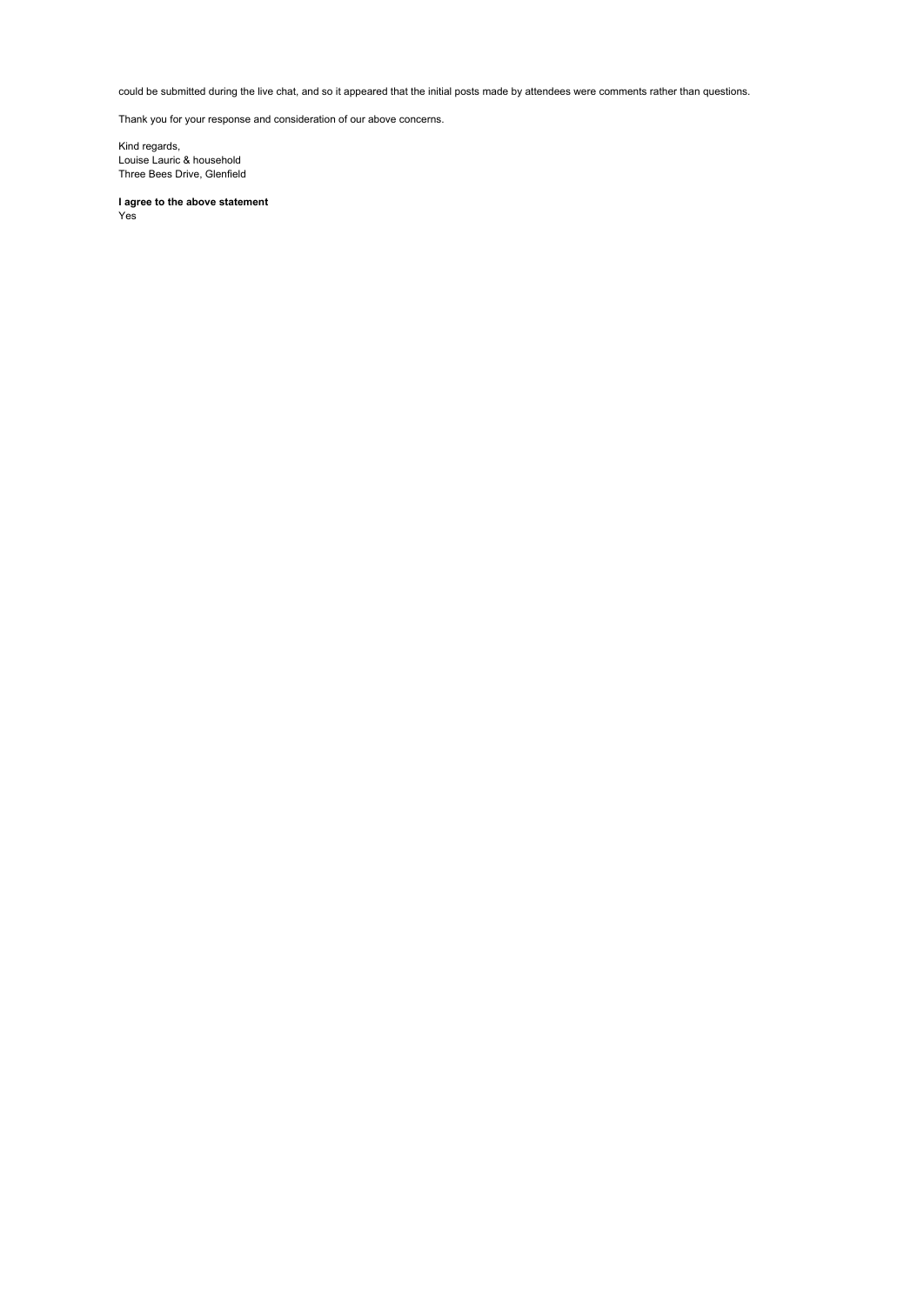could be submitted during the live chat, and so it appeared that the initial posts made by attendees were comments rather than questions.

Thank you for your response and consideration of our above concerns.

Kind regards,  
Louise Lauric & household  
Three Bees Drive, Glenfield

**I agree to the above statement**  
Yes